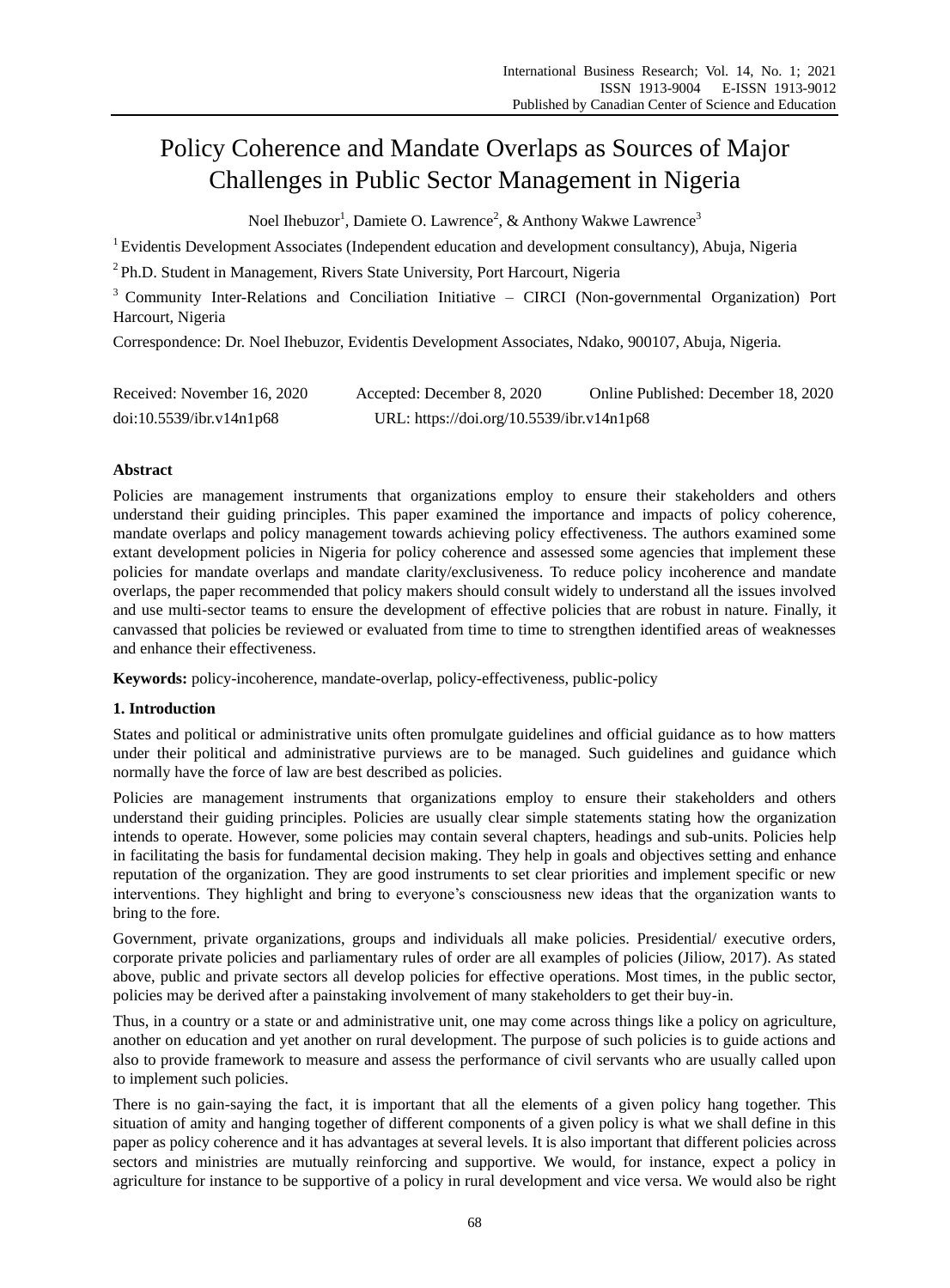# Policy Coherence and Mandate Overlaps as Sources of Major Challenges in Public Sector Management in Nigeria

Noel Ihebuzor[1], Damiete O. Lawrence[2], & Anthony Wakwe Lawrence[3]

[1] Evidentis Development Associates (Independent education and development consultancy), Abuja, Nigeria

[2] Ph.D. Student in Management, Rivers State University, Port Harcourt, Nigeria

[3] Community Inter-Relations and Conciliation Initiative – CIRCI (Non-governmental Organization) Port Harcourt, Nigeria

Correspondence: Dr. Noel Ihebuzor, Evidentis Development Associates, Ndako, 900107, Abuja, Nigeria.

Received: November 16, 2020 Accepted: December 8, 2020 Online Published: December 18, 2020

doi:10.5539/ibr.v14n1p68 URL: https://doi.org/10.5539/ibr.v14n1p68

## Abstract

Policies are management instruments that organizations employ to ensure their stakeholders and others understand their guiding principles. This paper examined the importance and impacts of policy coherence, mandate overlaps and policy management towards achieving policy effectiveness. The authors examined some extant development policies in Nigeria for policy coherence and assessed some agencies that implement these policies for mandate overlaps and mandate clarity/exclusiveness. To reduce policy incoherence and mandate overlaps, the paper recommended that policy makers should consult widely to understand all the issues involved and use multi-sector teams to ensure the development of effective policies that are robust in nature. Finally, it canvassed that policies be reviewed or evaluated from time to time to strengthen identified areas of weaknesses and enhance their effectiveness.

**Keywords:** policy-incoherence, mandate-overlap, policy-effectiveness, public-policy

## 1. Introduction

States and political or administrative units often promulgate guidelines and official guidance as to how matters under their political and administrative purviews are to be managed. Such guidelines and guidance which normally have the force of law are best described as policies.

Policies are management instruments that organizations employ to ensure their stakeholders and others understand their guiding principles. Policies are usually clear simple statements stating how the organization intends to operate. However, some policies may contain several chapters, headings and sub-units. Policies help in facilitating the basis for fundamental decision making. They help in goals and objectives setting and enhance reputation of the organization. They are good instruments to set clear priorities and implement specific or new interventions. They highlight and bring to everyone's consciousness new ideas that the organization wants to bring to the fore.

Government, private organizations, groups and individuals all make policies. Presidential/ executive orders, corporate private policies and parliamentary rules of order are all examples of policies (Jiliow, 2017). As stated above, public and private sectors all develop policies for effective operations. Most times, in the public sector, policies may be derived after a painstaking involvement of many stakeholders to get their buy-in.

Thus, in a country or a state or and administrative unit, one may come across things like a policy on agriculture, another on education and yet another on rural development. The purpose of such policies is to guide actions and also to provide framework to measure and assess the performance of civil servants who are usually called upon to implement such policies.

There is no gain-saying the fact, it is important that all the elements of a given policy hang together. This situation of amity and hanging together of different components of a given policy is what we shall define in this paper as policy coherence and it has advantages at several levels. It is also important that different policies across sectors and ministries are mutually reinforcing and supportive. We would, for instance, expect a policy in agriculture for instance to be supportive of a policy in rural development and vice versa. We would also be right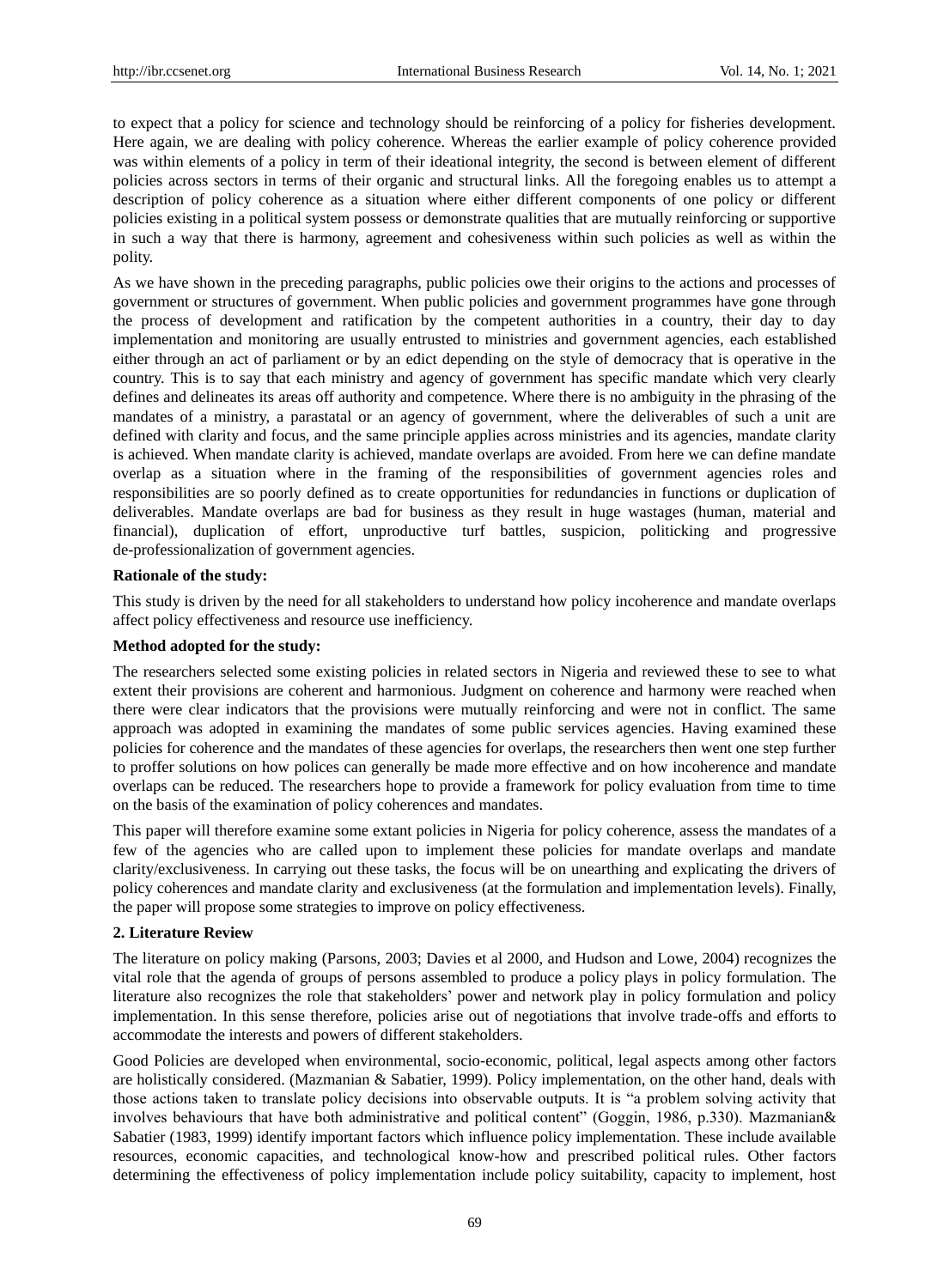to expect that a policy for science and technology should be reinforcing of a policy for fisheries development. Here again, we are dealing with policy coherence. Whereas the earlier example of policy coherence provided was within elements of a policy in term of their ideational integrity, the second is between element of different policies across sectors in terms of their organic and structural links. All the foregoing enables us to attempt a description of policy coherence as a situation where either different components of one policy or different policies existing in a political system possess or demonstrate qualities that are mutually reinforcing or supportive in such a way that there is harmony, agreement and cohesiveness within such policies as well as within the polity.

As we have shown in the preceding paragraphs, public policies owe their origins to the actions and processes of government or structures of government. When public policies and government programmes have gone through the process of development and ratification by the competent authorities in a country, their day to day implementation and monitoring are usually entrusted to ministries and government agencies, each established either through an act of parliament or by an edict depending on the style of democracy that is operative in the country. This is to say that each ministry and agency of government has specific mandate which very clearly defines and delineates its areas off authority and competence. Where there is no ambiguity in the phrasing of the mandates of a ministry, a parastatal or an agency of government, where the deliverables of such a unit are defined with clarity and focus, and the same principle applies across ministries and its agencies, mandate clarity is achieved. When mandate clarity is achieved, mandate overlaps are avoided. From here we can define mandate overlap as a situation where in the framing of the responsibilities of government agencies roles and responsibilities are so poorly defined as to create opportunities for redundancies in functions or duplication of deliverables. Mandate overlaps are bad for business as they result in huge wastages (human, material and financial), duplication of effort, unproductive turf battles, suspicion, politicking and progressive de-professionalization of government agencies.

**Rationale of the study:**

This study is driven by the need for all stakeholders to understand how policy incoherence and mandate overlaps affect policy effectiveness and resource use inefficiency.

**Method adopted for the study:**

The researchers selected some existing policies in related sectors in Nigeria and reviewed these to see to what extent their provisions are coherent and harmonious. Judgment on coherence and harmony were reached when there were clear indicators that the provisions were mutually reinforcing and were not in conflict. The same approach was adopted in examining the mandates of some public services agencies. Having examined these policies for coherence and the mandates of these agencies for overlaps, the researchers then went one step further to proffer solutions on how polices can generally be made more effective and on how incoherence and mandate overlaps can be reduced. The researchers hope to provide a framework for policy evaluation from time to time on the basis of the examination of policy coherences and mandates.

This paper will therefore examine some extant policies in Nigeria for policy coherence, assess the mandates of a few of the agencies who are called upon to implement these policies for mandate overlaps and mandate clarity/exclusiveness. In carrying out these tasks, the focus will be on unearthing and explicating the drivers of policy coherences and mandate clarity and exclusiveness (at the formulation and implementation levels). Finally, the paper will propose some strategies to improve on policy effectiveness.

## 2. Literature Review

The literature on policy making (Parsons, 2003; Davies et al 2000, and Hudson and Lowe, 2004) recognizes the vital role that the agenda of groups of persons assembled to produce a policy plays in policy formulation. The literature also recognizes the role that stakeholders' power and network play in policy formulation and policy implementation. In this sense therefore, policies arise out of negotiations that involve trade-offs and efforts to accommodate the interests and powers of different stakeholders.

Good Policies are developed when environmental, socio-economic, political, legal aspects among other factors are holistically considered. (Mazmanian & Sabatier, 1999). Policy implementation, on the other hand, deals with those actions taken to translate policy decisions into observable outputs. It is "a problem solving activity that involves behaviours that have both administrative and political content" (Goggin, 1986, p.330). Mazmanian& Sabatier (1983, 1999) identify important factors which influence policy implementation. These include available resources, economic capacities, and technological know-how and prescribed political rules. Other factors determining the effectiveness of policy implementation include policy suitability, capacity to implement, host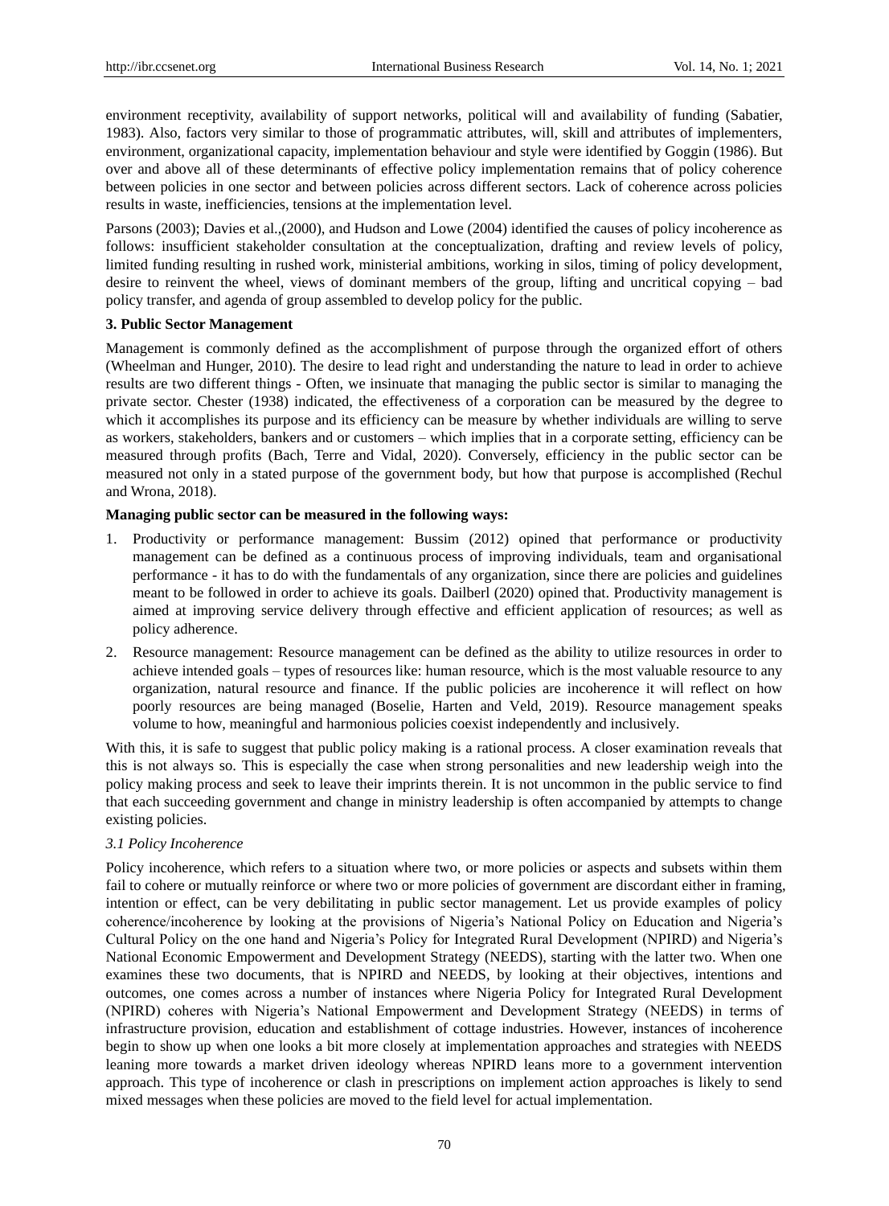environment receptivity, availability of support networks, political will and availability of funding (Sabatier, 1983). Also, factors very similar to those of programmatic attributes, will, skill and attributes of implementers, environment, organizational capacity, implementation behaviour and style were identified by Goggin (1986). But over and above all of these determinants of effective policy implementation remains that of policy coherence between policies in one sector and between policies across different sectors. Lack of coherence across policies results in waste, inefficiencies, tensions at the implementation level.

Parsons (2003); Davies et al.,(2000), and Hudson and Lowe (2004) identified the causes of policy incoherence as follows: insufficient stakeholder consultation at the conceptualization, drafting and review levels of policy, limited funding resulting in rushed work, ministerial ambitions, working in silos, timing of policy development, desire to reinvent the wheel, views of dominant members of the group, lifting and uncritical copying – bad policy transfer, and agenda of group assembled to develop policy for the public.

## 3. Public Sector Management

Management is commonly defined as the accomplishment of purpose through the organized effort of others (Wheelman and Hunger, 2010). The desire to lead right and understanding the nature to lead in order to achieve results are two different things - Often, we insinuate that managing the public sector is similar to managing the private sector. Chester (1938) indicated, the effectiveness of a corporation can be measured by the degree to which it accomplishes its purpose and its efficiency can be measure by whether individuals are willing to serve as workers, stakeholders, bankers and or customers – which implies that in a corporate setting, efficiency can be measured through profits (Bach, Terre and Vidal, 2020). Conversely, efficiency in the public sector can be measured not only in a stated purpose of the government body, but how that purpose is accomplished (Rechul and Wrona, 2018).

**Managing public sector can be measured in the following ways:**

1. Productivity or performance management: Bussim (2012) opined that performance or productivity management can be defined as a continuous process of improving individuals, team and organisational performance - it has to do with the fundamentals of any organization, since there are policies and guidelines meant to be followed in order to achieve its goals. Dailberl (2020) opined that. Productivity management is aimed at improving service delivery through effective and efficient application of resources; as well as policy adherence.
2. Resource management: Resource management can be defined as the ability to utilize resources in order to achieve intended goals – types of resources like: human resource, which is the most valuable resource to any organization, natural resource and finance. If the public policies are incoherence it will reflect on how poorly resources are being managed (Boselie, Harten and Veld, 2019). Resource management speaks volume to how, meaningful and harmonious policies coexist independently and inclusively.

With this, it is safe to suggest that public policy making is a rational process. A closer examination reveals that this is not always so. This is especially the case when strong personalities and new leadership weigh into the policy making process and seek to leave their imprints therein. It is not uncommon in the public service to find that each succeeding government and change in ministry leadership is often accompanied by attempts to change existing policies.

### *3.1 Policy Incoherence*

Policy incoherence, which refers to a situation where two, or more policies or aspects and subsets within them fail to cohere or mutually reinforce or where two or more policies of government are discordant either in framing, intention or effect, can be very debilitating in public sector management. Let us provide examples of policy coherence/incoherence by looking at the provisions of Nigeria's National Policy on Education and Nigeria's Cultural Policy on the one hand and Nigeria's Policy for Integrated Rural Development (NPIRD) and Nigeria's National Economic Empowerment and Development Strategy (NEEDS), starting with the latter two. When one examines these two documents, that is NPIRD and NEEDS, by looking at their objectives, intentions and outcomes, one comes across a number of instances where Nigeria Policy for Integrated Rural Development (NPIRD) coheres with Nigeria's National Empowerment and Development Strategy (NEEDS) in terms of infrastructure provision, education and establishment of cottage industries. However, instances of incoherence begin to show up when one looks a bit more closely at implementation approaches and strategies with NEEDS leaning more towards a market driven ideology whereas NPIRD leans more to a government intervention approach. This type of incoherence or clash in prescriptions on implement action approaches is likely to send mixed messages when these policies are moved to the field level for actual implementation.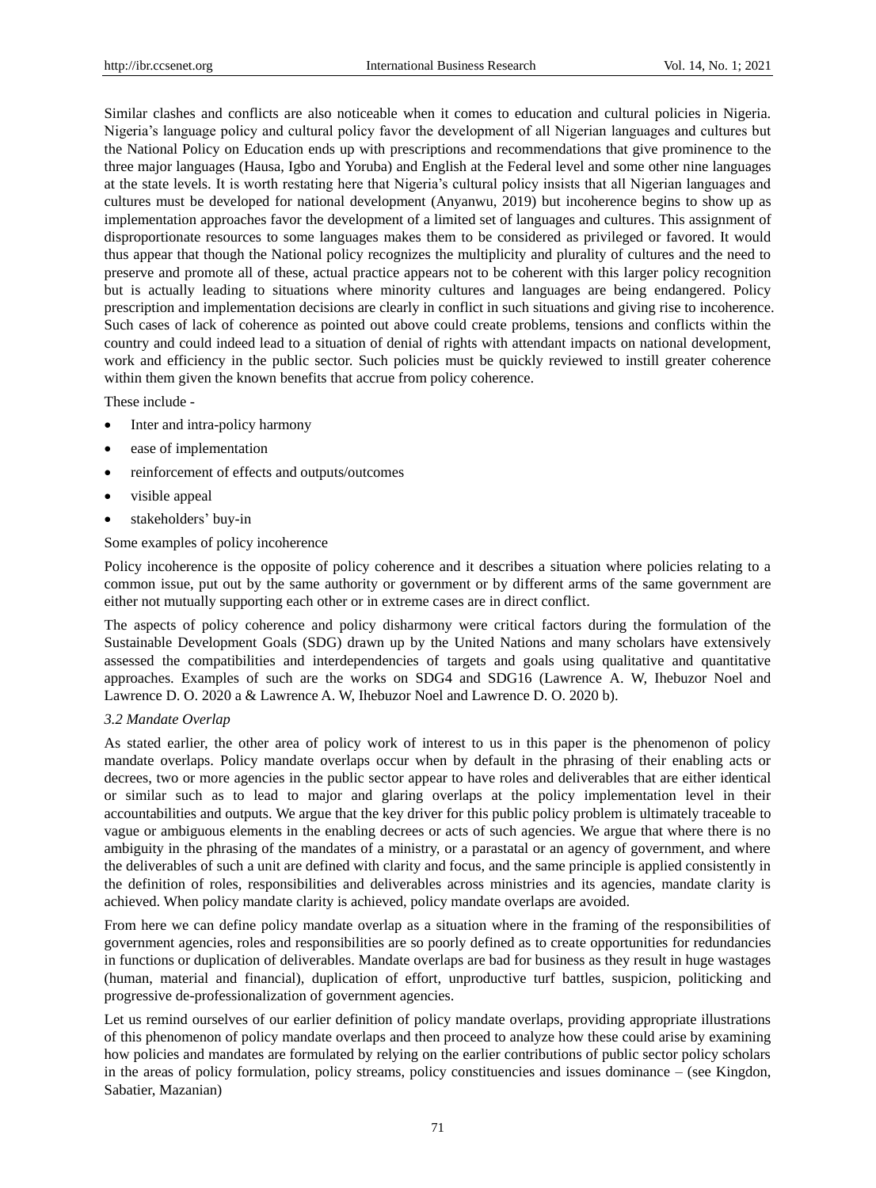Similar clashes and conflicts are also noticeable when it comes to education and cultural policies in Nigeria. Nigeria's language policy and cultural policy favor the development of all Nigerian languages and cultures but the National Policy on Education ends up with prescriptions and recommendations that give prominence to the three major languages (Hausa, Igbo and Yoruba) and English at the Federal level and some other nine languages at the state levels. It is worth restating here that Nigeria's cultural policy insists that all Nigerian languages and cultures must be developed for national development (Anyanwu, 2019) but incoherence begins to show up as implementation approaches favor the development of a limited set of languages and cultures. This assignment of disproportionate resources to some languages makes them to be considered as privileged or favored. It would thus appear that though the National policy recognizes the multiplicity and plurality of cultures and the need to preserve and promote all of these, actual practice appears not to be coherent with this larger policy recognition but is actually leading to situations where minority cultures and languages are being endangered. Policy prescription and implementation decisions are clearly in conflict in such situations and giving rise to incoherence. Such cases of lack of coherence as pointed out above could create problems, tensions and conflicts within the country and could indeed lead to a situation of denial of rights with attendant impacts on national development, work and efficiency in the public sector. Such policies must be quickly reviewed to instill greater coherence within them given the known benefits that accrue from policy coherence.

These include -

- Inter and intra-policy harmony
- ease of implementation
- reinforcement of effects and outputs/outcomes
- visible appeal
- stakeholders' buy-in

Some examples of policy incoherence

Policy incoherence is the opposite of policy coherence and it describes a situation where policies relating to a common issue, put out by the same authority or government or by different arms of the same government are either not mutually supporting each other or in extreme cases are in direct conflict.

The aspects of policy coherence and policy disharmony were critical factors during the formulation of the Sustainable Development Goals (SDG) drawn up by the United Nations and many scholars have extensively assessed the compatibilities and interdependencies of targets and goals using qualitative and quantitative approaches. Examples of such are the works on SDG4 and SDG16 (Lawrence A. W, Ihebuzor Noel and Lawrence D. O. 2020 a & Lawrence A. W, Ihebuzor Noel and Lawrence D. O. 2020 b).

### *3.2 Mandate Overlap*

As stated earlier, the other area of policy work of interest to us in this paper is the phenomenon of policy mandate overlaps. Policy mandate overlaps occur when by default in the phrasing of their enabling acts or decrees, two or more agencies in the public sector appear to have roles and deliverables that are either identical or similar such as to lead to major and glaring overlaps at the policy implementation level in their accountabilities and outputs. We argue that the key driver for this public policy problem is ultimately traceable to vague or ambiguous elements in the enabling decrees or acts of such agencies. We argue that where there is no ambiguity in the phrasing of the mandates of a ministry, or a parastatal or an agency of government, and where the deliverables of such a unit are defined with clarity and focus, and the same principle is applied consistently in the definition of roles, responsibilities and deliverables across ministries and its agencies, mandate clarity is achieved. When policy mandate clarity is achieved, policy mandate overlaps are avoided.

From here we can define policy mandate overlap as a situation where in the framing of the responsibilities of government agencies, roles and responsibilities are so poorly defined as to create opportunities for redundancies in functions or duplication of deliverables. Mandate overlaps are bad for business as they result in huge wastages (human, material and financial), duplication of effort, unproductive turf battles, suspicion, politicking and progressive de-professionalization of government agencies.

Let us remind ourselves of our earlier definition of policy mandate overlaps, providing appropriate illustrations of this phenomenon of policy mandate overlaps and then proceed to analyze how these could arise by examining how policies and mandates are formulated by relying on the earlier contributions of public sector policy scholars in the areas of policy formulation, policy streams, policy constituencies and issues dominance – (see Kingdon, Sabatier, Mazanian)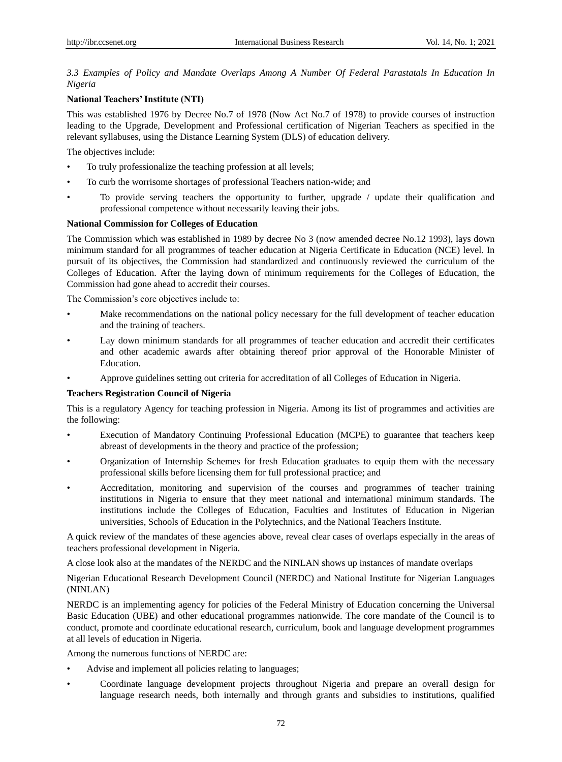### *3.3 Examples of Policy and Mandate Overlaps Among A Number Of Federal Parastatals In Education In Nigeria*

**National Teachers' Institute (NTI)**

This was established 1976 by Decree No.7 of 1978 (Now Act No.7 of 1978) to provide courses of instruction leading to the Upgrade, Development and Professional certification of Nigerian Teachers as specified in the relevant syllabuses, using the Distance Learning System (DLS) of education delivery.

The objectives include:

- To truly professionalize the teaching profession at all levels;
- To curb the worrisome shortages of professional Teachers nation-wide; and
- To provide serving teachers the opportunity to further, upgrade / update their qualification and professional competence without necessarily leaving their jobs.

**National Commission for Colleges of Education**

The Commission which was established in 1989 by decree No 3 (now amended decree No.12 1993), lays down minimum standard for all programmes of teacher education at Nigeria Certificate in Education (NCE) level. In pursuit of its objectives, the Commission had standardized and continuously reviewed the curriculum of the Colleges of Education. After the laying down of minimum requirements for the Colleges of Education, the Commission had gone ahead to accredit their courses.

The Commission's core objectives include to:

- Make recommendations on the national policy necessary for the full development of teacher education and the training of teachers.
- Lay down minimum standards for all programmes of teacher education and accredit their certificates and other academic awards after obtaining thereof prior approval of the Honorable Minister of Education.
- Approve guidelines setting out criteria for accreditation of all Colleges of Education in Nigeria.

**Teachers Registration Council of Nigeria**

This is a regulatory Agency for teaching profession in Nigeria. Among its list of programmes and activities are the following:

- Execution of Mandatory Continuing Professional Education (MCPE) to guarantee that teachers keep abreast of developments in the theory and practice of the profession;
- Organization of Internship Schemes for fresh Education graduates to equip them with the necessary professional skills before licensing them for full professional practice; and
- Accreditation, monitoring and supervision of the courses and programmes of teacher training institutions in Nigeria to ensure that they meet national and international minimum standards. The institutions include the Colleges of Education, Faculties and Institutes of Education in Nigerian universities, Schools of Education in the Polytechnics, and the National Teachers Institute.

A quick review of the mandates of these agencies above, reveal clear cases of overlaps especially in the areas of teachers professional development in Nigeria.

A close look also at the mandates of the NERDC and the NINLAN shows up instances of mandate overlaps

Nigerian Educational Research Development Council (NERDC) and National Institute for Nigerian Languages (NINLAN)

NERDC is an implementing agency for policies of the Federal Ministry of Education concerning the Universal Basic Education (UBE) and other educational programmes nationwide. The core mandate of the Council is to conduct, promote and coordinate educational research, curriculum, book and language development programmes at all levels of education in Nigeria.

Among the numerous functions of NERDC are:

- Advise and implement all policies relating to languages;
- Coordinate language development projects throughout Nigeria and prepare an overall design for language research needs, both internally and through grants and subsidies to institutions, qualified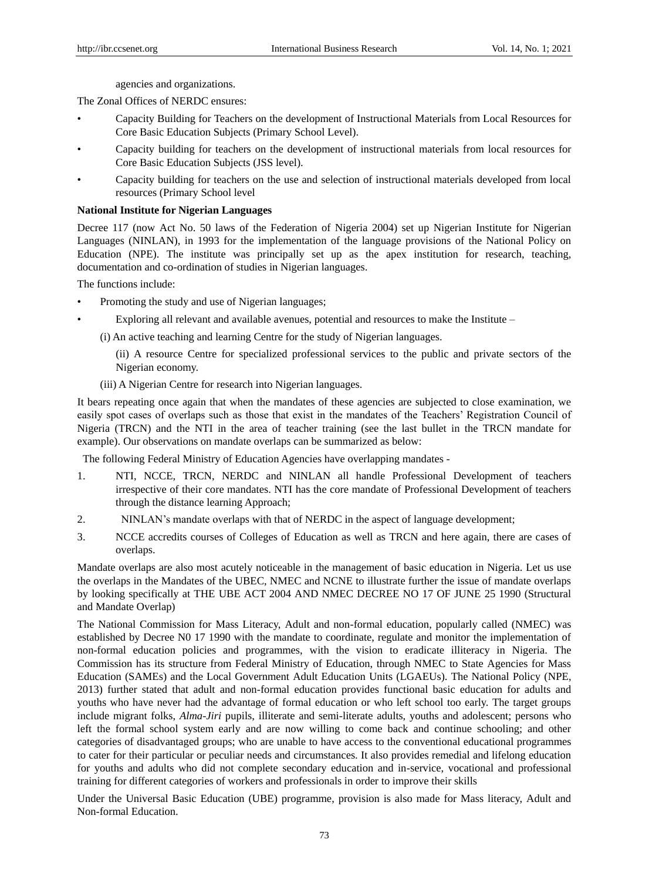agencies and organizations.

The Zonal Offices of NERDC ensures:

- Capacity Building for Teachers on the development of Instructional Materials from Local Resources for Core Basic Education Subjects (Primary School Level).
- Capacity building for teachers on the development of instructional materials from local resources for Core Basic Education Subjects (JSS level).
- Capacity building for teachers on the use and selection of instructional materials developed from local resources (Primary School level

**National Institute for Nigerian Languages**

Decree 117 (now Act No. 50 laws of the Federation of Nigeria 2004) set up Nigerian Institute for Nigerian Languages (NINLAN), in 1993 for the implementation of the language provisions of the National Policy on Education (NPE). The institute was principally set up as the apex institution for research, teaching, documentation and co-ordination of studies in Nigerian languages.

The functions include:

- Promoting the study and use of Nigerian languages;
- Exploring all relevant and available avenues, potential and resources to make the Institute –

  (i) An active teaching and learning Centre for the study of Nigerian languages.

  (ii) A resource Centre for specialized professional services to the public and private sectors of the Nigerian economy.

  (iii) A Nigerian Centre for research into Nigerian languages.

It bears repeating once again that when the mandates of these agencies are subjected to close examination, we easily spot cases of overlaps such as those that exist in the mandates of the Teachers' Registration Council of Nigeria (TRCN) and the NTI in the area of teacher training (see the last bullet in the TRCN mandate for example). Our observations on mandate overlaps can be summarized as below:

The following Federal Ministry of Education Agencies have overlapping mandates -

1. NTI, NCCE, TRCN, NERDC and NINLAN all handle Professional Development of teachers irrespective of their core mandates. NTI has the core mandate of Professional Development of teachers through the distance learning Approach;
2. NINLAN's mandate overlaps with that of NERDC in the aspect of language development;
3. NCCE accredits courses of Colleges of Education as well as TRCN and here again, there are cases of overlaps.

Mandate overlaps are also most acutely noticeable in the management of basic education in Nigeria. Let us use the overlaps in the Mandates of the UBEC, NMEC and NCNE to illustrate further the issue of mandate overlaps by looking specifically at THE UBE ACT 2004 AND NMEC DECREE NO 17 OF JUNE 25 1990 (Structural and Mandate Overlap)

The National Commission for Mass Literacy, Adult and non-formal education, popularly called (NMEC) was established by Decree N0 17 1990 with the mandate to coordinate, regulate and monitor the implementation of non-formal education policies and programmes, with the vision to eradicate illiteracy in Nigeria. The Commission has its structure from Federal Ministry of Education, through NMEC to State Agencies for Mass Education (SAMEs) and the Local Government Adult Education Units (LGAEUs). The National Policy (NPE, 2013) further stated that adult and non-formal education provides functional basic education for adults and youths who have never had the advantage of formal education or who left school too early. The target groups include migrant folks, *Alma-Jiri* pupils, illiterate and semi-literate adults, youths and adolescent; persons who left the formal school system early and are now willing to come back and continue schooling; and other categories of disadvantaged groups; who are unable to have access to the conventional educational programmes to cater for their particular or peculiar needs and circumstances. It also provides remedial and lifelong education for youths and adults who did not complete secondary education and in-service, vocational and professional training for different categories of workers and professionals in order to improve their skills

Under the Universal Basic Education (UBE) programme, provision is also made for Mass literacy, Adult and Non-formal Education.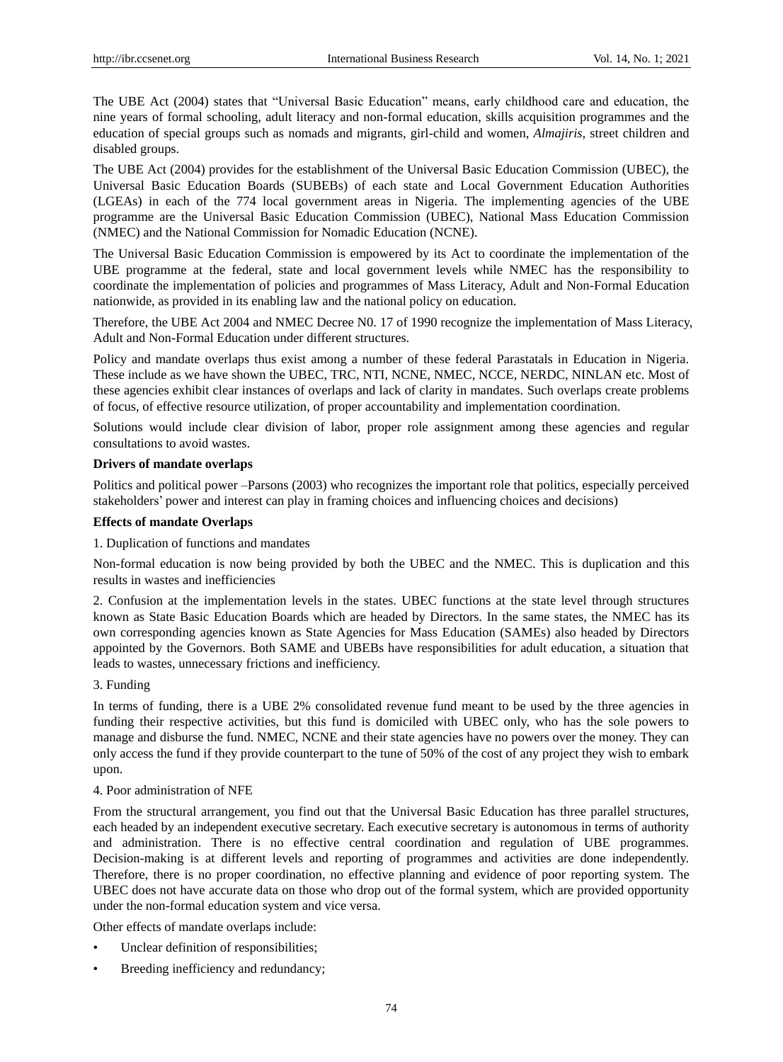The UBE Act (2004) states that "Universal Basic Education" means, early childhood care and education, the nine years of formal schooling, adult literacy and non-formal education, skills acquisition programmes and the education of special groups such as nomads and migrants, girl-child and women, *Almajiris*, street children and disabled groups.

The UBE Act (2004) provides for the establishment of the Universal Basic Education Commission (UBEC), the Universal Basic Education Boards (SUBEBs) of each state and Local Government Education Authorities (LGEAs) in each of the 774 local government areas in Nigeria. The implementing agencies of the UBE programme are the Universal Basic Education Commission (UBEC), National Mass Education Commission (NMEC) and the National Commission for Nomadic Education (NCNE).

The Universal Basic Education Commission is empowered by its Act to coordinate the implementation of the UBE programme at the federal, state and local government levels while NMEC has the responsibility to coordinate the implementation of policies and programmes of Mass Literacy, Adult and Non-Formal Education nationwide, as provided in its enabling law and the national policy on education.

Therefore, the UBE Act 2004 and NMEC Decree N0. 17 of 1990 recognize the implementation of Mass Literacy, Adult and Non-Formal Education under different structures.

Policy and mandate overlaps thus exist among a number of these federal Parastatals in Education in Nigeria. These include as we have shown the UBEC, TRC, NTI, NCNE, NMEC, NCCE, NERDC, NINLAN etc. Most of these agencies exhibit clear instances of overlaps and lack of clarity in mandates. Such overlaps create problems of focus, of effective resource utilization, of proper accountability and implementation coordination.

Solutions would include clear division of labor, proper role assignment among these agencies and regular consultations to avoid wastes.

**Drivers of mandate overlaps**

Politics and political power –Parsons (2003) who recognizes the important role that politics, especially perceived stakeholders' power and interest can play in framing choices and influencing choices and decisions)

**Effects of mandate Overlaps**

1. Duplication of functions and mandates

Non-formal education is now being provided by both the UBEC and the NMEC. This is duplication and this results in wastes and inefficiencies

2. Confusion at the implementation levels in the states. UBEC functions at the state level through structures known as State Basic Education Boards which are headed by Directors. In the same states, the NMEC has its own corresponding agencies known as State Agencies for Mass Education (SAMEs) also headed by Directors appointed by the Governors. Both SAME and UBEBs have responsibilities for adult education, a situation that leads to wastes, unnecessary frictions and inefficiency.

3. Funding

In terms of funding, there is a UBE 2% consolidated revenue fund meant to be used by the three agencies in funding their respective activities, but this fund is domiciled with UBEC only, who has the sole powers to manage and disburse the fund. NMEC, NCNE and their state agencies have no powers over the money. They can only access the fund if they provide counterpart to the tune of 50% of the cost of any project they wish to embark upon.

4. Poor administration of NFE

From the structural arrangement, you find out that the Universal Basic Education has three parallel structures, each headed by an independent executive secretary. Each executive secretary is autonomous in terms of authority and administration. There is no effective central coordination and regulation of UBE programmes. Decision-making is at different levels and reporting of programmes and activities are done independently. Therefore, there is no proper coordination, no effective planning and evidence of poor reporting system. The UBEC does not have accurate data on those who drop out of the formal system, which are provided opportunity under the non-formal education system and vice versa.

Other effects of mandate overlaps include:

- Unclear definition of responsibilities;
- Breeding inefficiency and redundancy;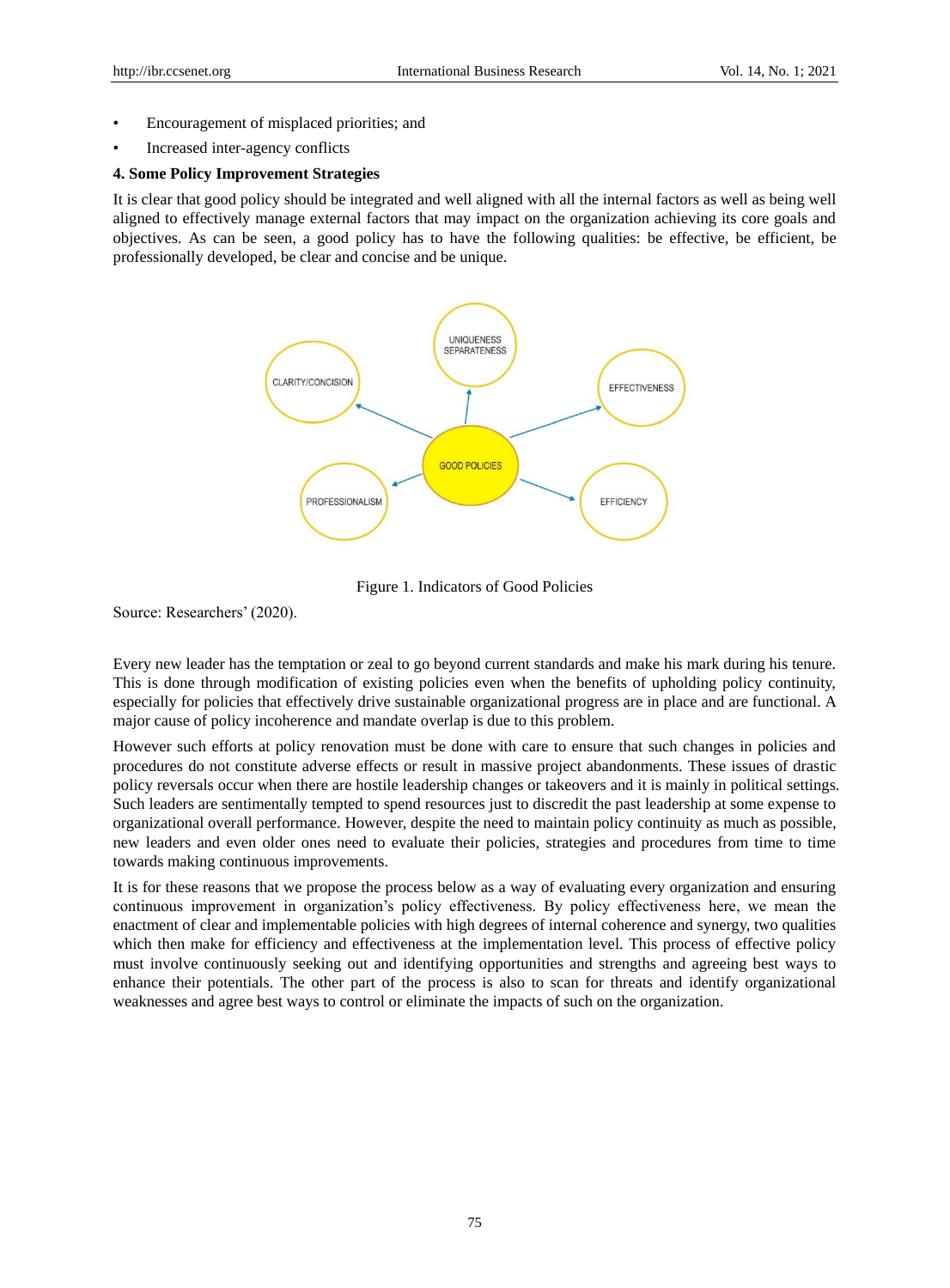- Encouragement of misplaced priorities; and
- Increased inter-agency conflicts

**4. Some Policy Improvement Strategies**

It is clear that good policy should be integrated and well aligned with all the internal factors as well as being well aligned to effectively manage external factors that may impact on the organization achieving its core goals and objectives. As can be seen, a good policy has to have the following qualities: be effective, be efficient, be professionally developed, be clear and concise and be unique.

Figure 1. Indicators of Good Policies

Source: Researchers' (2020).

Every new leader has the temptation or zeal to go beyond current standards and make his mark during his tenure. This is done through modification of existing policies even when the benefits of upholding policy continuity, especially for policies that effectively drive sustainable organizational progress are in place and are functional. A major cause of policy incoherence and mandate overlap is due to this problem.

However such efforts at policy renovation must be done with care to ensure that such changes in policies and procedures do not constitute adverse effects or result in massive project abandonments. These issues of drastic policy reversals occur when there are hostile leadership changes or takeovers and it is mainly in political settings. Such leaders are sentimentally tempted to spend resources just to discredit the past leadership at some expense to organizational overall performance. However, despite the need to maintain policy continuity as much as possible, new leaders and even older ones need to evaluate their policies, strategies and procedures from time to time towards making continuous improvements.

It is for these reasons that we propose the process below as a way of evaluating every organization and ensuring continuous improvement in organization's policy effectiveness. By policy effectiveness here, we mean the enactment of clear and implementable policies with high degrees of internal coherence and synergy, two qualities which then make for efficiency and effectiveness at the implementation level. This process of effective policy must involve continuously seeking out and identifying opportunities and strengths and agreeing best ways to enhance their potentials. The other part of the process is also to scan for threats and identify organizational weaknesses and agree best ways to control or eliminate the impacts of such on the organization.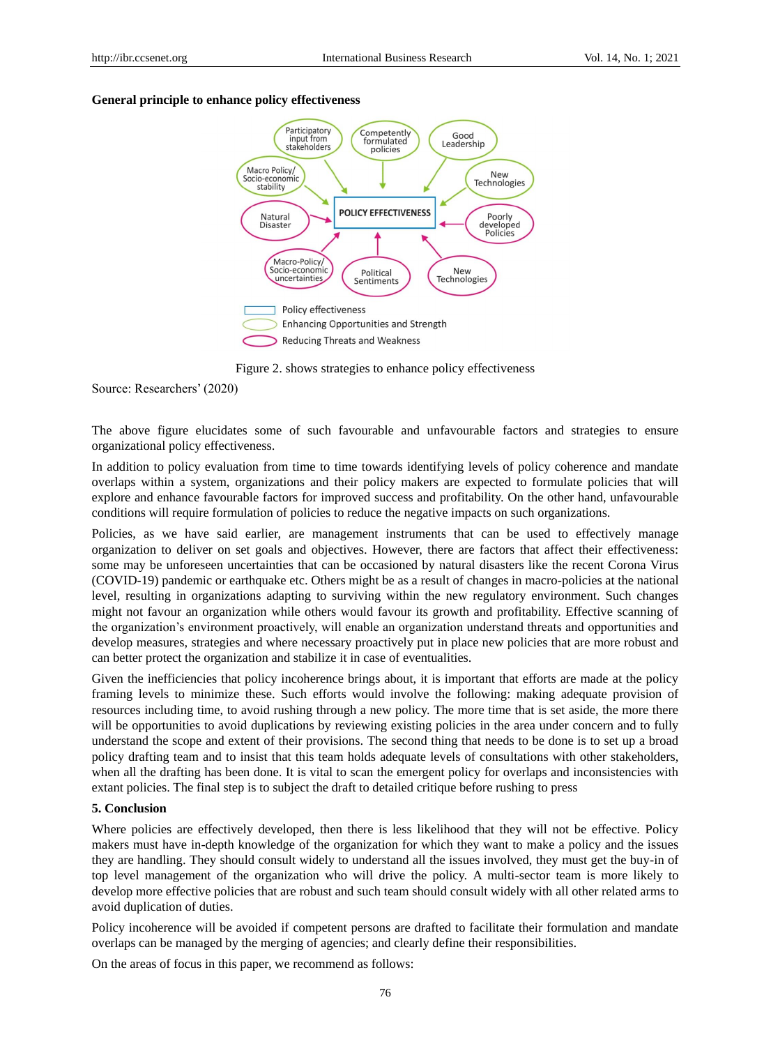**General principle to enhance policy effectiveness**

Figure 2. shows strategies to enhance policy effectiveness

Source: Researchers' (2020)

The above figure elucidates some of such favourable and unfavourable factors and strategies to ensure organizational policy effectiveness.

In addition to policy evaluation from time to time towards identifying levels of policy coherence and mandate overlaps within a system, organizations and their policy makers are expected to formulate policies that will explore and enhance favourable factors for improved success and profitability. On the other hand, unfavourable conditions will require formulation of policies to reduce the negative impacts on such organizations.

Policies, as we have said earlier, are management instruments that can be used to effectively manage organization to deliver on set goals and objectives. However, there are factors that affect their effectiveness: some may be unforeseen uncertainties that can be occasioned by natural disasters like the recent Corona Virus (COVID-19) pandemic or earthquake etc. Others might be as a result of changes in macro-policies at the national level, resulting in organizations adapting to surviving within the new regulatory environment. Such changes might not favour an organization while others would favour its growth and profitability. Effective scanning of the organization's environment proactively, will enable an organization understand threats and opportunities and develop measures, strategies and where necessary proactively put in place new policies that are more robust and can better protect the organization and stabilize it in case of eventualities.

Given the inefficiencies that policy incoherence brings about, it is important that efforts are made at the policy framing levels to minimize these. Such efforts would involve the following: making adequate provision of resources including time, to avoid rushing through a new policy. The more time that is set aside, the more there will be opportunities to avoid duplications by reviewing existing policies in the area under concern and to fully understand the scope and extent of their provisions. The second thing that needs to be done is to set up a broad policy drafting team and to insist that this team holds adequate levels of consultations with other stakeholders, when all the drafting has been done. It is vital to scan the emergent policy for overlaps and inconsistencies with extant policies. The final step is to subject the draft to detailed critique before rushing to press

## 5. Conclusion

Where policies are effectively developed, then there is less likelihood that they will not be effective. Policy makers must have in-depth knowledge of the organization for which they want to make a policy and the issues they are handling. They should consult widely to understand all the issues involved, they must get the buy-in of top level management of the organization who will drive the policy. A multi-sector team is more likely to develop more effective policies that are robust and such team should consult widely with all other related arms to avoid duplication of duties.

Policy incoherence will be avoided if competent persons are drafted to facilitate their formulation and mandate overlaps can be managed by the merging of agencies; and clearly define their responsibilities.

On the areas of focus in this paper, we recommend as follows: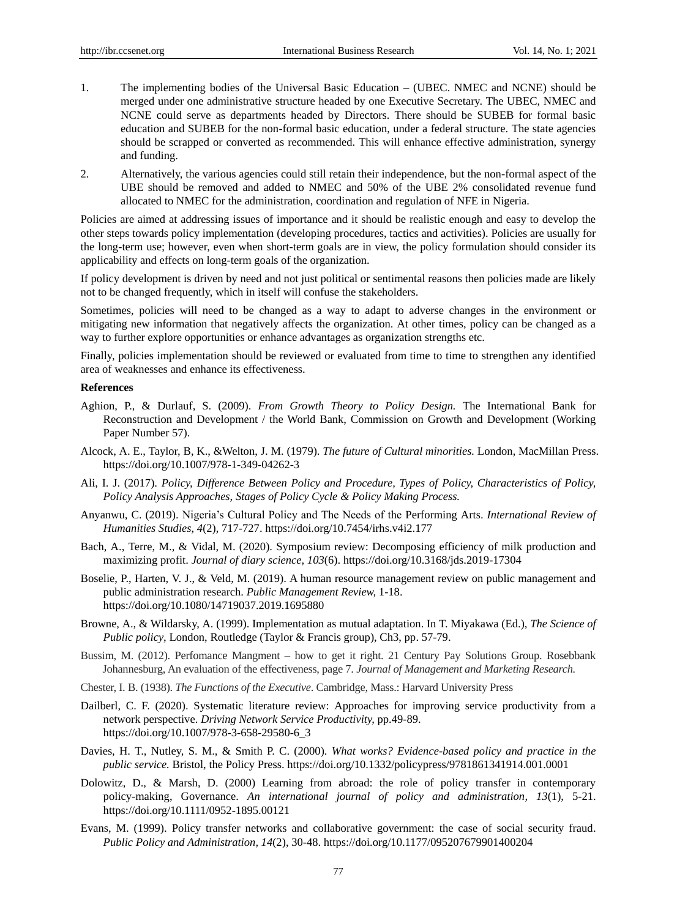1. The implementing bodies of the Universal Basic Education – (UBEC. NMEC and NCNE) should be merged under one administrative structure headed by one Executive Secretary. The UBEC, NMEC and NCNE could serve as departments headed by Directors. There should be SUBEB for formal basic education and SUBEB for the non-formal basic education, under a federal structure. The state agencies should be scrapped or converted as recommended. This will enhance effective administration, synergy and funding.

2. Alternatively, the various agencies could still retain their independence, but the non-formal aspect of the UBE should be removed and added to NMEC and 50% of the UBE 2% consolidated revenue fund allocated to NMEC for the administration, coordination and regulation of NFE in Nigeria.

Policies are aimed at addressing issues of importance and it should be realistic enough and easy to develop the other steps towards policy implementation (developing procedures, tactics and activities). Policies are usually for the long-term use; however, even when short-term goals are in view, the policy formulation should consider its applicability and effects on long-term goals of the organization.

If policy development is driven by need and not just political or sentimental reasons then policies made are likely not to be changed frequently, which in itself will confuse the stakeholders.

Sometimes, policies will need to be changed as a way to adapt to adverse changes in the environment or mitigating new information that negatively affects the organization. At other times, policy can be changed as a way to further explore opportunities or enhance advantages as organization strengths etc.

Finally, policies implementation should be reviewed or evaluated from time to time to strengthen any identified area of weaknesses and enhance its effectiveness.

**References**

Aghion, P., & Durlauf, S. (2009). *From Growth Theory to Policy Design.* The International Bank for Reconstruction and Development / the World Bank, Commission on Growth and Development (Working Paper Number 57).

Alcock, A. E., Taylor, B, K., &Welton, J. M. (1979). *The future of Cultural minorities.* London, MacMillan Press. https://doi.org/10.1007/978-1-349-04262-3

Ali, I. J. (2017). *Policy, Difference Between Policy and Procedure, Types of Policy, Characteristics of Policy, Policy Analysis Approaches, Stages of Policy Cycle & Policy Making Process.*

Anyanwu, C. (2019). Nigeria's Cultural Policy and The Needs of the Performing Arts. *International Review of Humanities Studies*, *4*(2), 717-727. https://doi.org/10.7454/irhs.v4i2.177

Bach, A., Terre, M., & Vidal, M. (2020). Symposium review: Decomposing efficiency of milk production and maximizing profit. *Journal of diary science*, *103*(6). https://doi.org/10.3168/jds.2019-17304

Boselie, P., Harten, V. J., & Veld, M. (2019). A human resource management review on public management and public administration research. *Public Management Review,* 1-18. https://doi.org/10.1080/14719037.2019.1695880

Browne, A., & Wildarsky, A. (1999). Implementation as mutual adaptation. In T. Miyakawa (Ed.), *The Science of Public policy*, London, Routledge (Taylor & Francis group), Ch3, pp. 57-79.

Bussim, M. (2012). Perfomance Mangment – how to get it right. 21 Century Pay Solutions Group. Rosebbank Johannesburg, An evaluation of the effectiveness, page 7. *Journal of Management and Marketing Research.*

Chester, I. B. (1938). *The Functions of the Executive*. Cambridge, Mass.: Harvard University Press

Dailberl, C. F. (2020). Systematic literature review: Approaches for improving service productivity from a network perspective. *Driving Network Service Productivity,* pp.49-89. https://doi.org/10.1007/978-3-658-29580-6_3

Davies, H. T., Nutley, S. M., & Smith P. C. (2000). *What works? Evidence-based policy and practice in the public service.* Bristol, the Policy Press. https://doi.org/10.1332/policypress/9781861341914.001.0001

Dolowitz, D., & Marsh, D. (2000) Learning from abroad: the role of policy transfer in contemporary policy-making, Governance. *An international journal of policy and administration, 13*(1), 5-21. https://doi.org/10.1111/0952-1895.00121

Evans, M. (1999). Policy transfer networks and collaborative government: the case of social security fraud. *Public Policy and Administration, 14*(2), 30-48. https://doi.org/10.1177/095207679901400204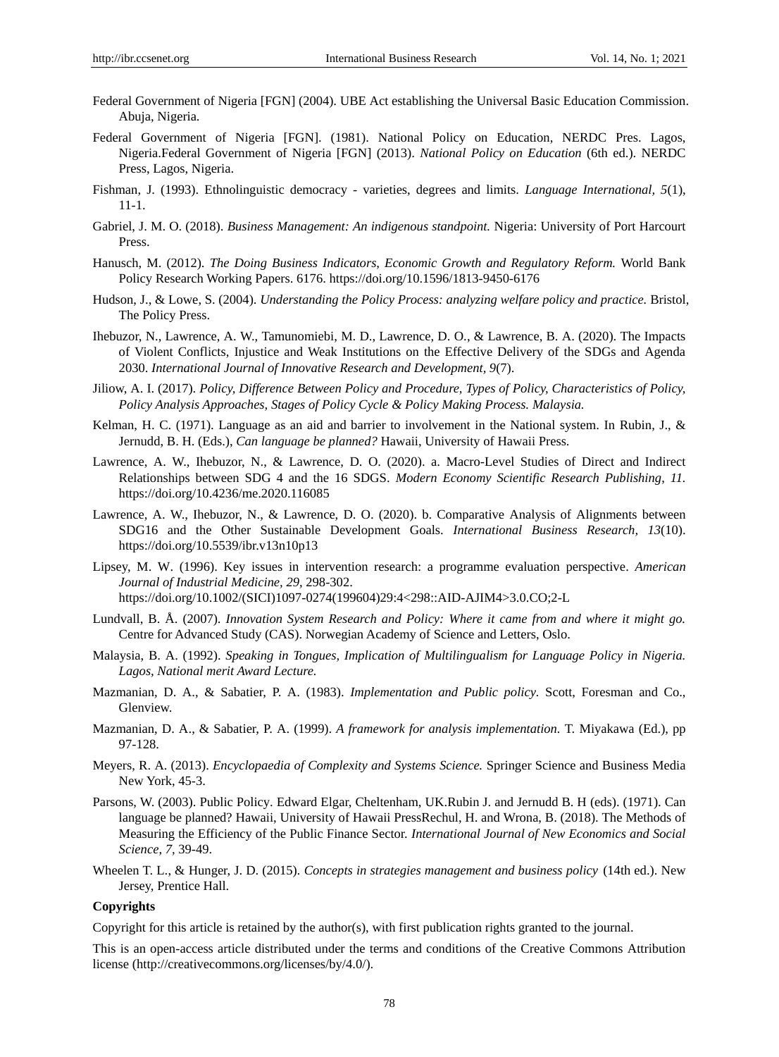Federal Government of Nigeria [FGN] (2004). UBE Act establishing the Universal Basic Education Commission. Abuja, Nigeria.

Federal Government of Nigeria [FGN]. (1981). National Policy on Education, NERDC Pres. Lagos, Nigeria.Federal Government of Nigeria [FGN] (2013). *National Policy on Education* (6th ed.). NERDC Press, Lagos, Nigeria.

Fishman, J. (1993). Ethnolinguistic democracy - varieties, degrees and limits. *Language International, 5*(1), 11-1.

Gabriel, J. M. O. (2018). *Business Management: An indigenous standpoint.* Nigeria: University of Port Harcourt Press.

Hanusch, M. (2012). *The Doing Business Indicators, Economic Growth and Regulatory Reform.* World Bank Policy Research Working Papers. 6176. https://doi.org/10.1596/1813-9450-6176

Hudson, J., & Lowe, S. (2004). *Understanding the Policy Process: analyzing welfare policy and practice.* Bristol, The Policy Press.

Ihebuzor, N., Lawrence, A. W., Tamunomiebi, M. D., Lawrence, D. O., & Lawrence, B. A. (2020). The Impacts of Violent Conflicts, Injustice and Weak Institutions on the Effective Delivery of the SDGs and Agenda 2030. *International Journal of Innovative Research and Development, 9*(7).

Jiliow, A. I. (2017). *Policy, Difference Between Policy and Procedure, Types of Policy, Characteristics of Policy, Policy Analysis Approaches, Stages of Policy Cycle & Policy Making Process. Malaysia.*

Kelman, H. C. (1971). Language as an aid and barrier to involvement in the National system. In Rubin, J., & Jernudd, B. H. (Eds.), *Can language be planned?* Hawaii, University of Hawaii Press.

Lawrence, A. W., Ihebuzor, N., & Lawrence, D. O. (2020). a. Macro-Level Studies of Direct and Indirect Relationships between SDG 4 and the 16 SDGS. *Modern Economy Scientific Research Publishing, 11.* https://doi.org/10.4236/me.2020.116085

Lawrence, A. W., Ihebuzor, N., & Lawrence, D. O. (2020). b. Comparative Analysis of Alignments between SDG16 and the Other Sustainable Development Goals. *International Business Research, 13*(10). https://doi.org/10.5539/ibr.v13n10p13

Lipsey, M. W. (1996). Key issues in intervention research: a programme evaluation perspective. *American Journal of Industrial Medicine, 29,* 298-302. https://doi.org/10.1002/(SICI)1097-0274(199604)29:4<298::AID-AJIM4>3.0.CO;2-L

Lundvall, B. Å. (2007). *Innovation System Research and Policy: Where it came from and where it might go.* Centre for Advanced Study (CAS). Norwegian Academy of Science and Letters, Oslo.

Malaysia, B. A. (1992). *Speaking in Tongues, Implication of Multilingualism for Language Policy in Nigeria. Lagos, National merit Award Lecture.*

Mazmanian, D. A., & Sabatier, P. A. (1983). *Implementation and Public policy.* Scott, Foresman and Co., Glenview.

Mazmanian, D. A., & Sabatier, P. A. (1999). *A framework for analysis implementation.* T. Miyakawa (Ed.), pp 97-128.

Meyers, R. A. (2013). *Encyclopaedia of Complexity and Systems Science.* Springer Science and Business Media New York, 45-3.

Parsons, W. (2003). Public Policy. Edward Elgar, Cheltenham, UK.Rubin J. and Jernudd B. H (eds). (1971). Can language be planned? Hawaii, University of Hawaii PressRechul, H. and Wrona, B. (2018). The Methods of Measuring the Efficiency of the Public Finance Sector. *International Journal of New Economics and Social Science, 7,* 39-49.

Wheelen T. L., & Hunger, J. D. (2015). *Concepts in strategies management and business policy* (14th ed.). New Jersey, Prentice Hall.

**Copyrights**

Copyright for this article is retained by the author(s), with first publication rights granted to the journal.

This is an open-access article distributed under the terms and conditions of the Creative Commons Attribution license (http://creativecommons.org/licenses/by/4.0/).